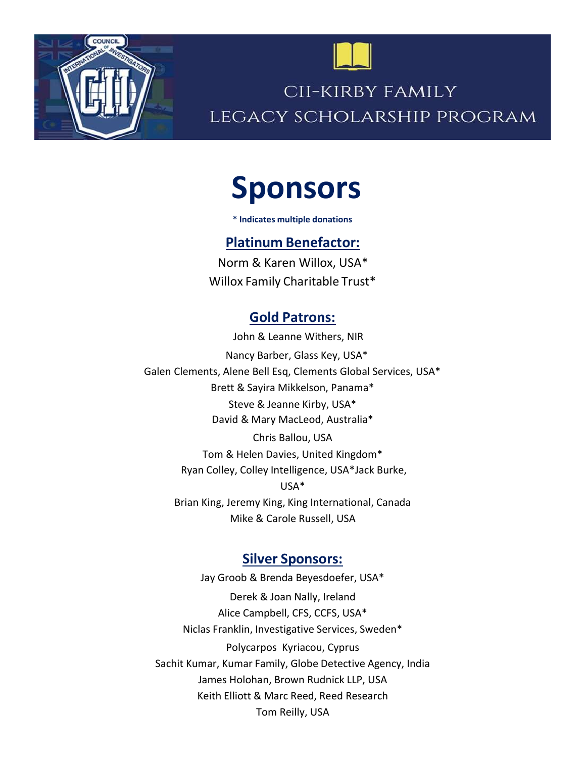CII-KIRBY FAMILY
LEGACY SCHOLARSHIP PROGRAM

# Sponsors

**\* Indicates multiple donations**

## Platinum Benefactor:

Norm & Karen Willox, USA*
Willox Family Charitable Trust*

## Gold Patrons:

John & Leanne Withers, NIR
Nancy Barber, Glass Key, USA*
Galen Clements, Alene Bell Esq, Clements Global Services, USA*
Brett & Sayira Mikkelson, Panama*
Steve & Jeanne Kirby, USA*
David & Mary MacLeod, Australia*
Chris Ballou, USA
Tom & Helen Davies, United Kingdom*
Ryan Colley, Colley Intelligence, USA*Jack Burke, USA*
Brian King, Jeremy King, King International, Canada
Mike & Carole Russell, USA

## Silver Sponsors:

Jay Groob & Brenda Beyesdoefer, USA*
Derek & Joan Nally, Ireland
Alice Campbell, CFS, CCFS, USA*
Niclas Franklin, Investigative Services, Sweden*
Polycarpos Kyriacou, Cyprus
Sachit Kumar, Kumar Family, Globe Detective Agency, India
James Holohan, Brown Rudnick LLP, USA
Keith Elliott & Marc Reed, Reed Research
Tom Reilly, USA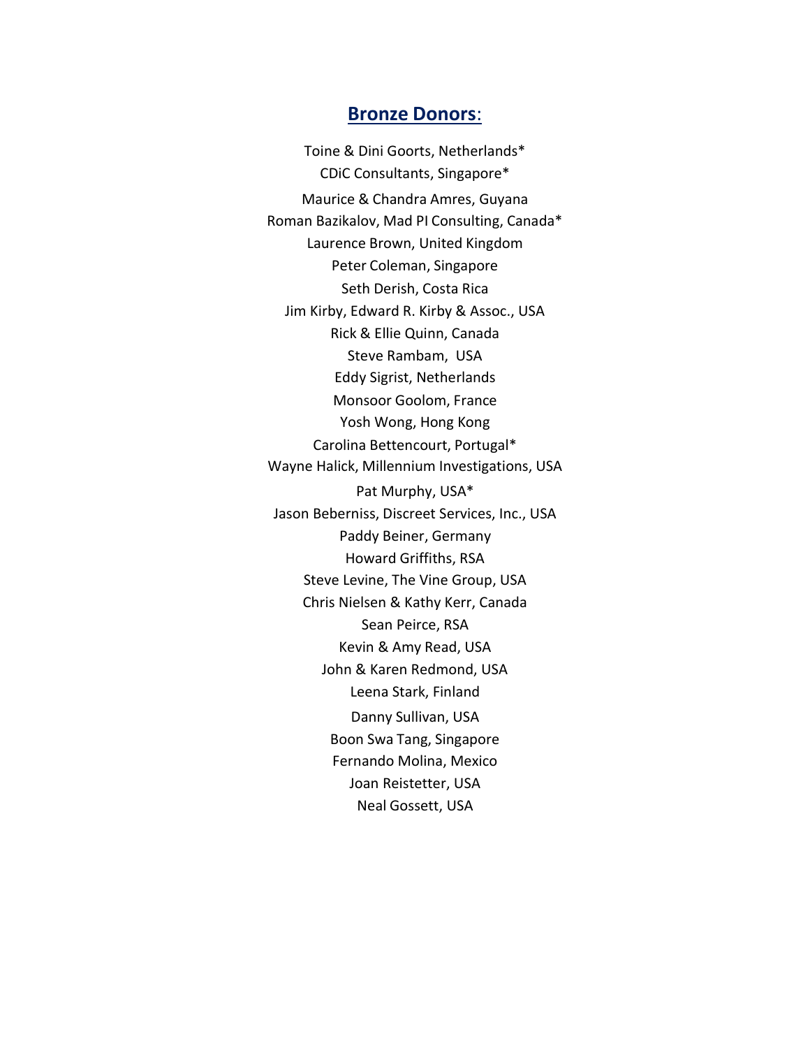## Bronze Donors:

Toine & Dini Goorts, Netherlands*
CDiC Consultants, Singapore*
Maurice & Chandra Amres, Guyana
Roman Bazikalov, Mad PI Consulting, Canada*
Laurence Brown, United Kingdom
Peter Coleman, Singapore
Seth Derish, Costa Rica
Jim Kirby, Edward R. Kirby & Assoc., USA
Rick & Ellie Quinn, Canada
Steve Rambam, USA
Eddy Sigrist, Netherlands
Monsoor Goolom, France
Yosh Wong, Hong Kong
Carolina Bettencourt, Portugal*
Wayne Halick, Millennium Investigations, USA
Pat Murphy, USA*
Jason Beberniss, Discreet Services, Inc., USA
Paddy Beiner, Germany
Howard Griffiths, RSA
Steve Levine, The Vine Group, USA
Chris Nielsen & Kathy Kerr, Canada
Sean Peirce, RSA
Kevin & Amy Read, USA
John & Karen Redmond, USA
Leena Stark, Finland
Danny Sullivan, USA
Boon Swa Tang, Singapore
Fernando Molina, Mexico
Joan Reistetter, USA
Neal Gossett, USA